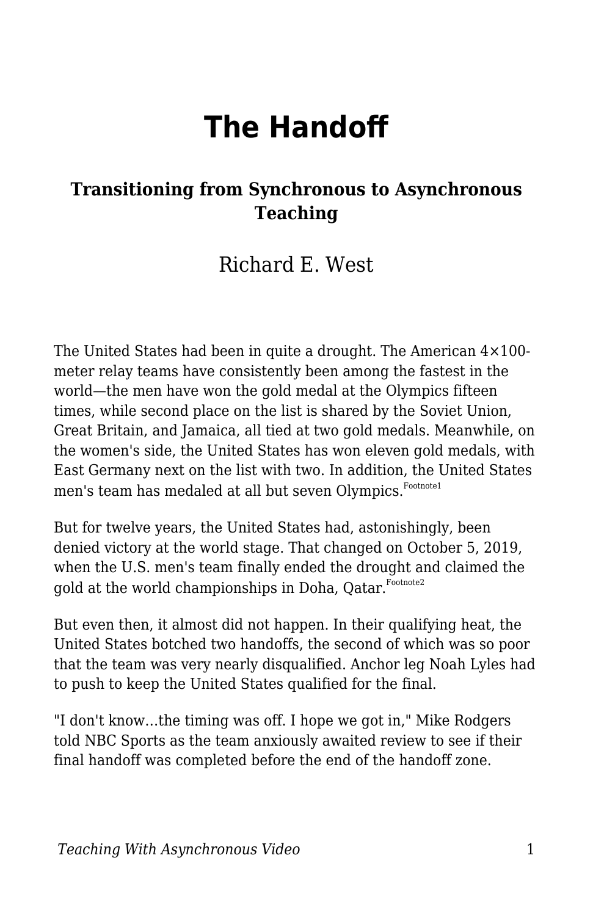# The Handoff

## Transitioning from Synchronous to Asynchronous Teaching

Richard E. West

The United States had been in quite a drought. The American 4×100-meter relay teams have consistently been among the fastest in the world—the men have won the gold medal at the Olympics fifteen times, while second place on the list is shared by the Soviet Union, Great Britain, and Jamaica, all tied at two gold medals. Meanwhile, on the women's side, the United States has won eleven gold medals, with East Germany next on the list with two. In addition, the United States men's team has medaled at all but seven Olympics.[Footnote1]

But for twelve years, the United States had, astonishingly, been denied victory at the world stage. That changed on October 5, 2019, when the U.S. men's team finally ended the drought and claimed the gold at the world championships in Doha, Qatar.[Footnote2]

But even then, it almost did not happen. In their qualifying heat, the United States botched two handoffs, the second of which was so poor that the team was very nearly disqualified. Anchor leg Noah Lyles had to push to keep the United States qualified for the final.

"I don't know…the timing was off. I hope we got in," Mike Rodgers told NBC Sports as the team anxiously awaited review to see if their final handoff was completed before the end of the handoff zone.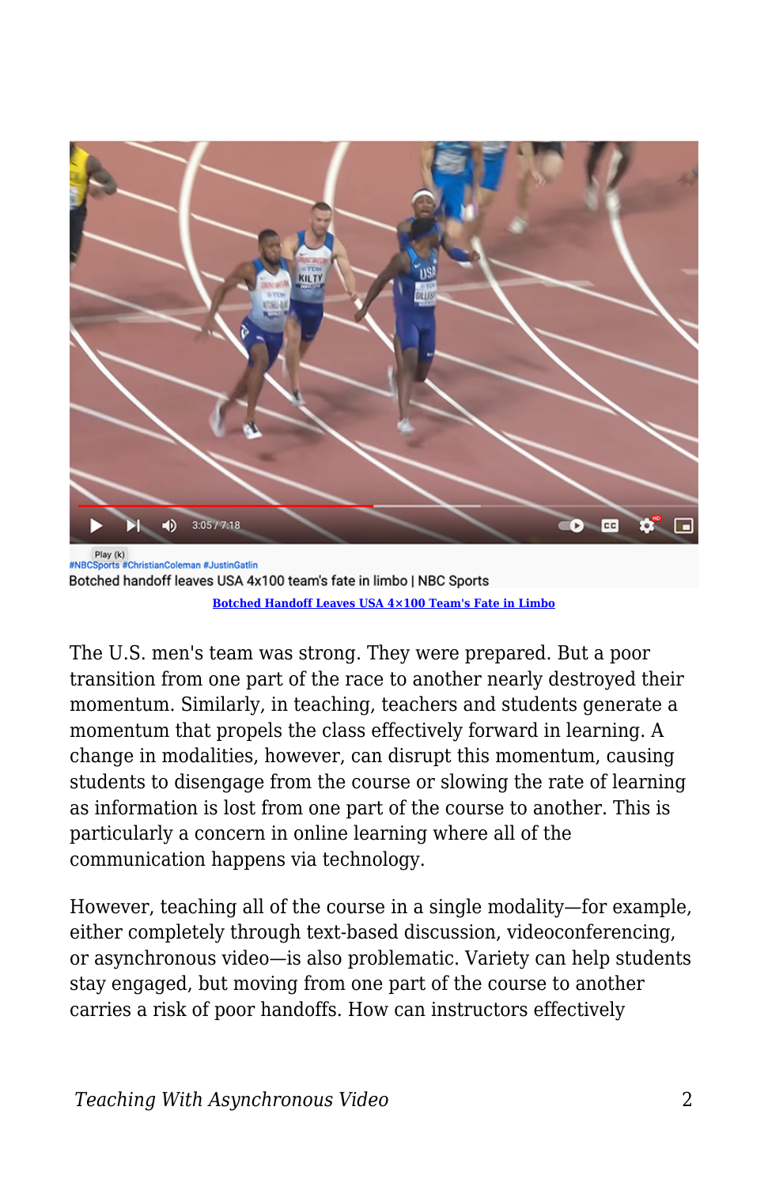Botched Handoff Leaves USA 4×100 Team's Fate in Limbo

The U.S. men's team was strong. They were prepared. But a poor transition from one part of the race to another nearly destroyed their momentum. Similarly, in teaching, teachers and students generate a momentum that propels the class effectively forward in learning. A change in modalities, however, can disrupt this momentum, causing students to disengage from the course or slowing the rate of learning as information is lost from one part of the course to another. This is particularly a concern in online learning where all of the communication happens via technology.

However, teaching all of the course in a single modality—for example, either completely through text-based discussion, videoconferencing, or asynchronous video—is also problematic. Variety can help students stay engaged, but moving from one part of the course to another carries a risk of poor handoffs. How can instructors effectively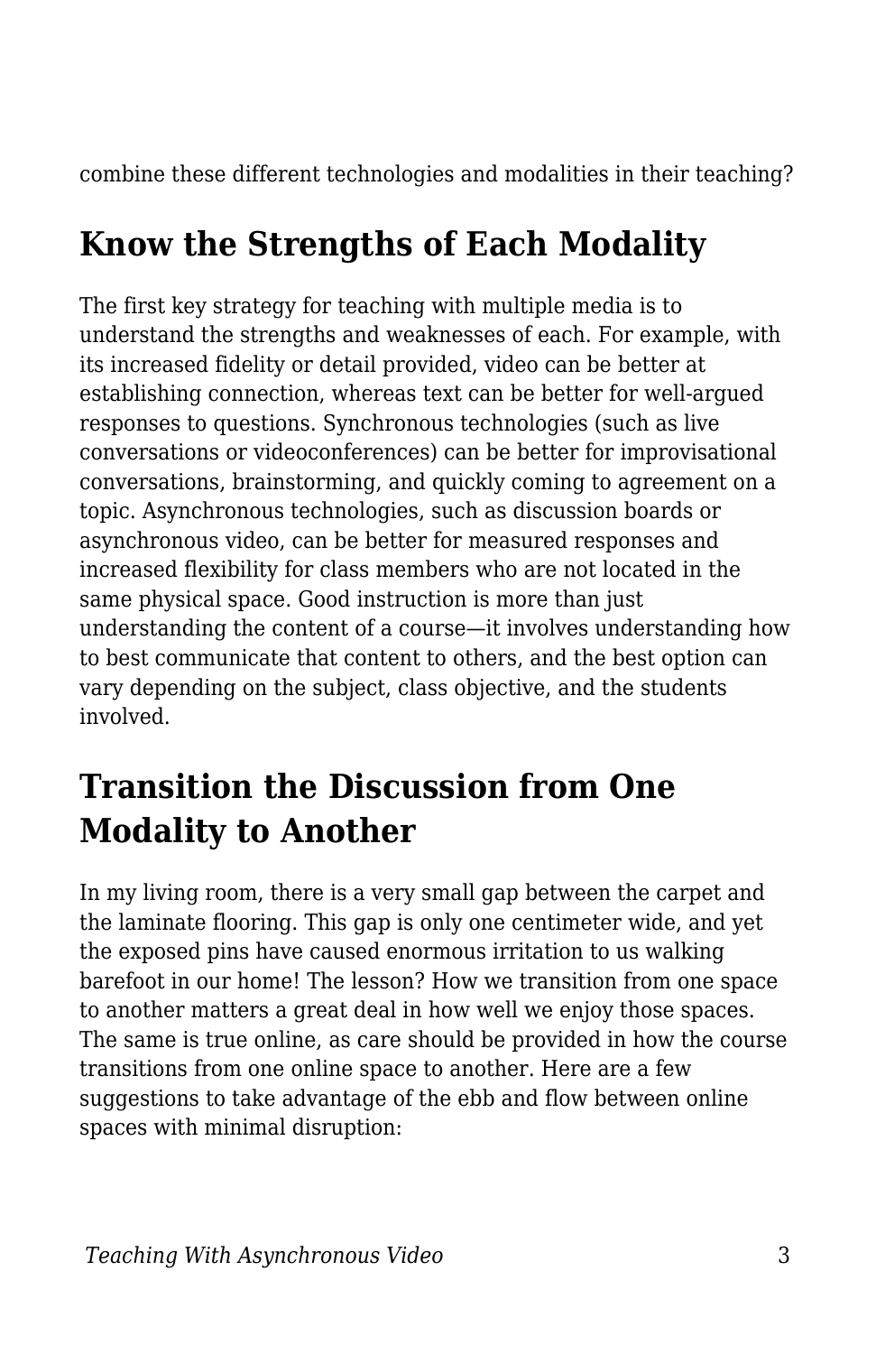combine these different technologies and modalities in their teaching?

## Know the Strengths of Each Modality

The first key strategy for teaching with multiple media is to understand the strengths and weaknesses of each. For example, with its increased fidelity or detail provided, video can be better at establishing connection, whereas text can be better for well-argued responses to questions. Synchronous technologies (such as live conversations or videoconferences) can be better for improvisational conversations, brainstorming, and quickly coming to agreement on a topic. Asynchronous technologies, such as discussion boards or asynchronous video, can be better for measured responses and increased flexibility for class members who are not located in the same physical space. Good instruction is more than just understanding the content of a course—it involves understanding how to best communicate that content to others, and the best option can vary depending on the subject, class objective, and the students involved.

## Transition the Discussion from One Modality to Another

In my living room, there is a very small gap between the carpet and the laminate flooring. This gap is only one centimeter wide, and yet the exposed pins have caused enormous irritation to us walking barefoot in our home! The lesson? How we transition from one space to another matters a great deal in how well we enjoy those spaces. The same is true online, as care should be provided in how the course transitions from one online space to another. Here are a few suggestions to take advantage of the ebb and flow between online spaces with minimal disruption: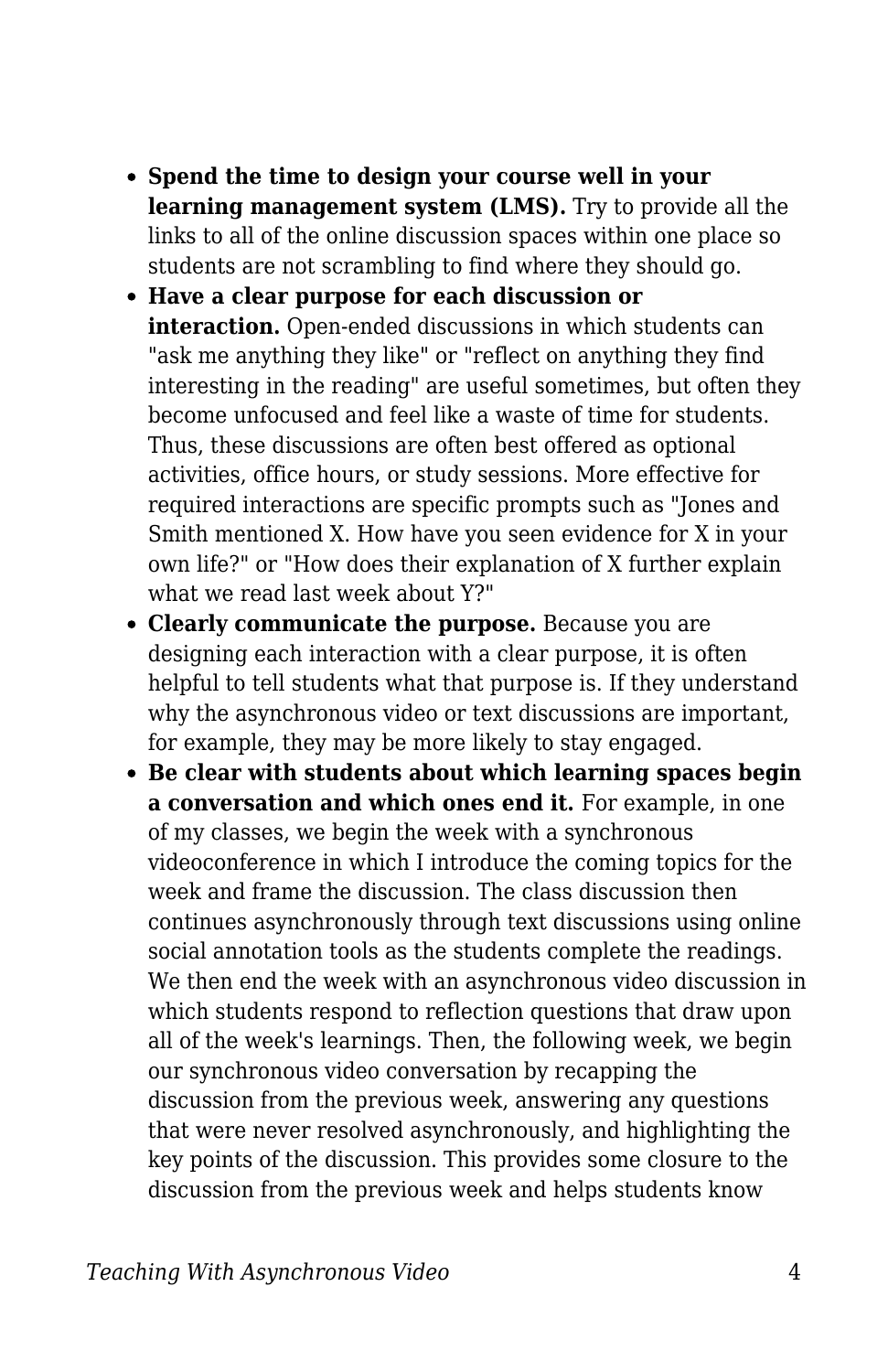- **Spend the time to design your course well in your learning management system (LMS).** Try to provide all the links to all of the online discussion spaces within one place so students are not scrambling to find where they should go.
- **Have a clear purpose for each discussion or interaction.** Open-ended discussions in which students can "ask me anything they like" or "reflect on anything they find interesting in the reading" are useful sometimes, but often they become unfocused and feel like a waste of time for students. Thus, these discussions are often best offered as optional activities, office hours, or study sessions. More effective for required interactions are specific prompts such as "Jones and Smith mentioned X. How have you seen evidence for X in your own life?" or "How does their explanation of X further explain what we read last week about Y?"
- **Clearly communicate the purpose.** Because you are designing each interaction with a clear purpose, it is often helpful to tell students what that purpose is. If they understand why the asynchronous video or text discussions are important, for example, they may be more likely to stay engaged.
- **Be clear with students about which learning spaces begin a conversation and which ones end it.** For example, in one of my classes, we begin the week with a synchronous videoconference in which I introduce the coming topics for the week and frame the discussion. The class discussion then continues asynchronously through text discussions using online social annotation tools as the students complete the readings. We then end the week with an asynchronous video discussion in which students respond to reflection questions that draw upon all of the week's learnings. Then, the following week, we begin our synchronous video conversation by recapping the discussion from the previous week, answering any questions that were never resolved asynchronously, and highlighting the key points of the discussion. This provides some closure to the discussion from the previous week and helps students know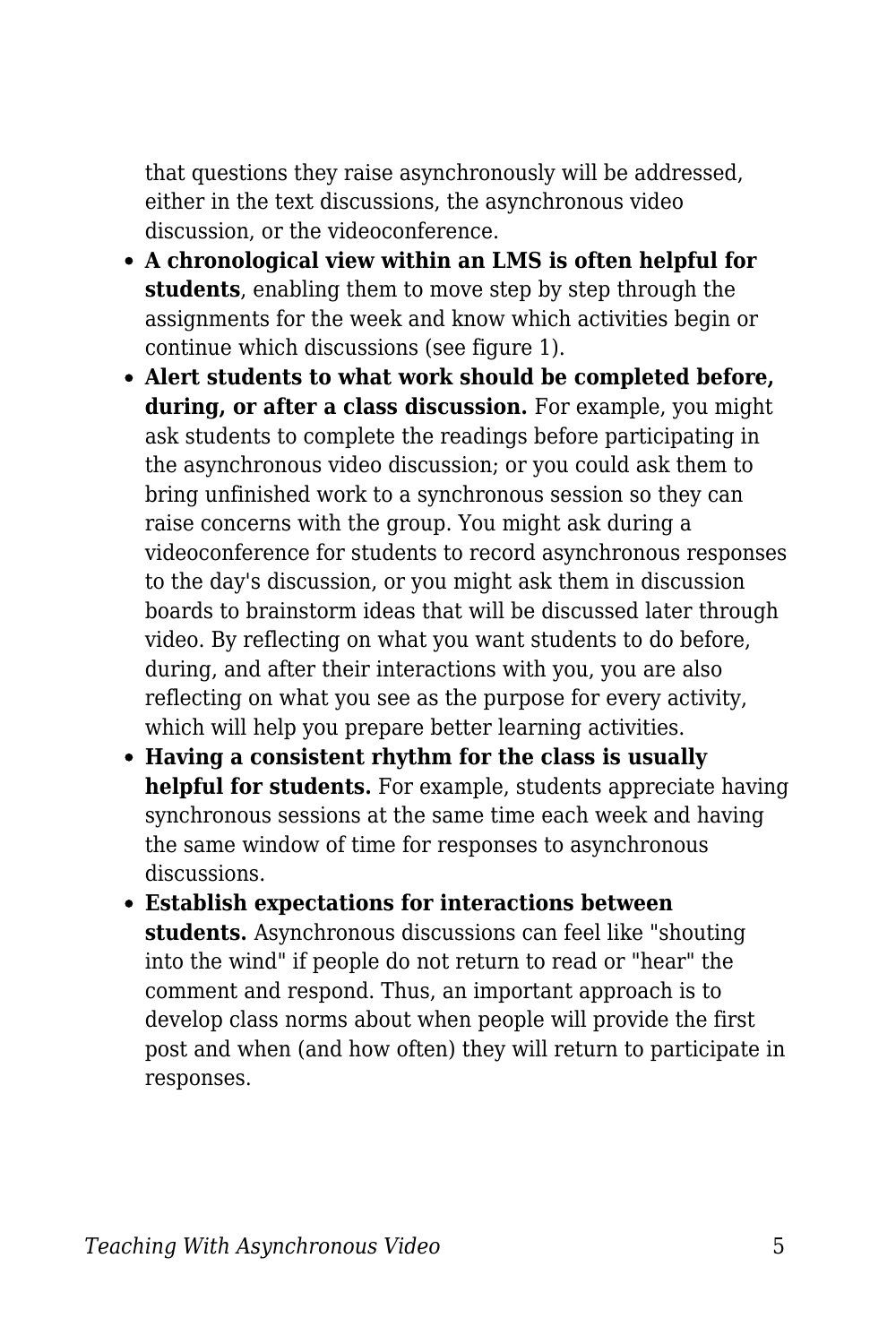that questions they raise asynchronously will be addressed, either in the text discussions, the asynchronous video discussion, or the videoconference.

- **A chronological view within an LMS is often helpful for students**, enabling them to move step by step through the assignments for the week and know which activities begin or continue which discussions (see figure 1).
- **Alert students to what work should be completed before, during, or after a class discussion.** For example, you might ask students to complete the readings before participating in the asynchronous video discussion; or you could ask them to bring unfinished work to a synchronous session so they can raise concerns with the group. You might ask during a videoconference for students to record asynchronous responses to the day's discussion, or you might ask them in discussion boards to brainstorm ideas that will be discussed later through video. By reflecting on what you want students to do before, during, and after their interactions with you, you are also reflecting on what you see as the purpose for every activity, which will help you prepare better learning activities.
- **Having a consistent rhythm for the class is usually helpful for students.** For example, students appreciate having synchronous sessions at the same time each week and having the same window of time for responses to asynchronous discussions.
- **Establish expectations for interactions between students.** Asynchronous discussions can feel like "shouting into the wind" if people do not return to read or "hear" the comment and respond. Thus, an important approach is to develop class norms about when people will provide the first post and when (and how often) they will return to participate in responses.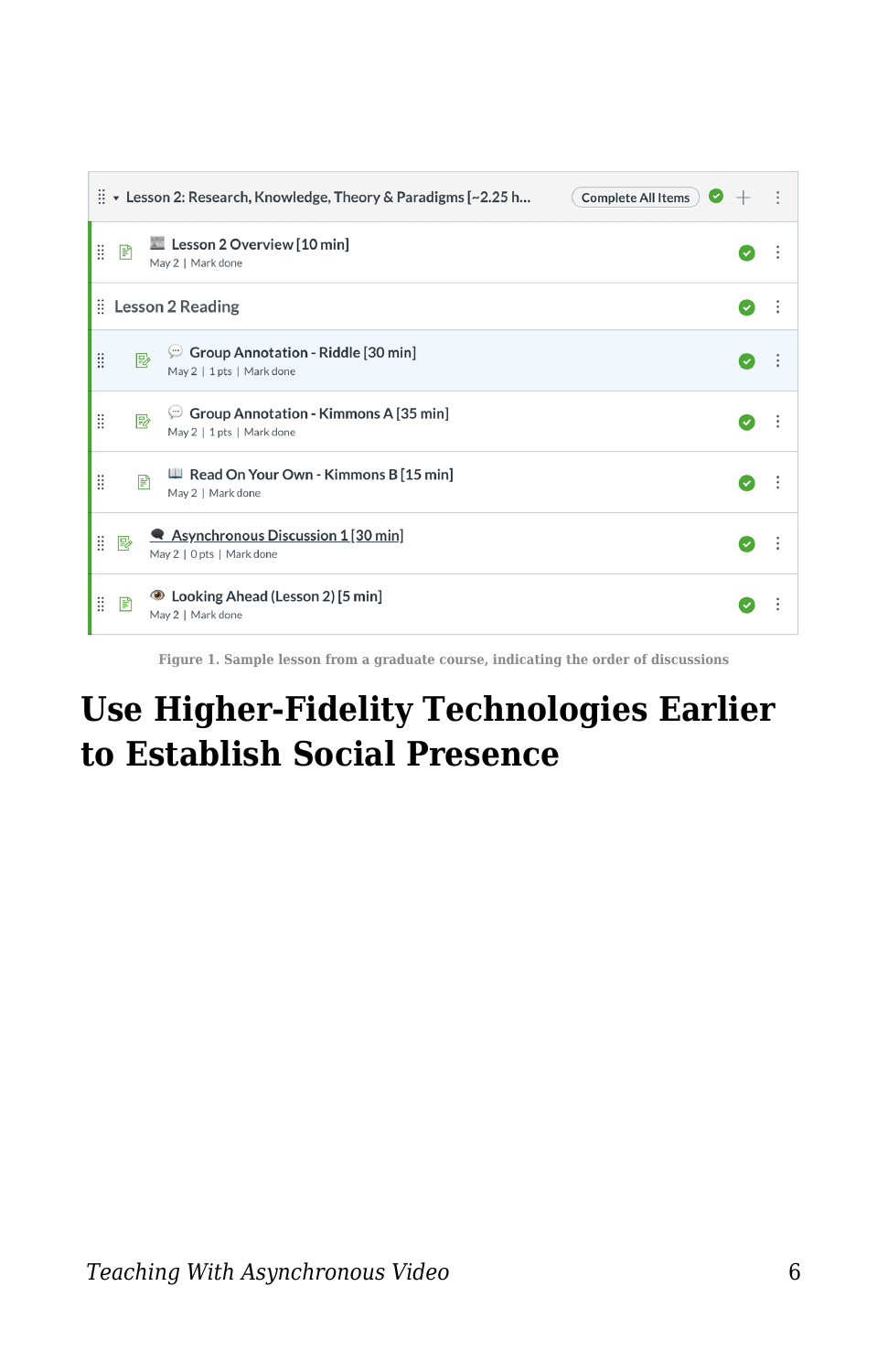Lesson 2: Research, Knowledge, Theory & Paradigms [~2.25 h... | Complete All Items

- Lesson 2 Overview [10 min]
  May 2 | Mark done
- Lesson 2 Reading
- Group Annotation - Riddle [30 min]
  May 2 | 1 pts | Mark done
- Group Annotation - Kimmons A [35 min]
  May 2 | 1 pts | Mark done
- Read On Your Own - Kimmons B [15 min]
  May 2 | Mark done
- Asynchronous Discussion 1 [30 min]
  May 2 | 0 pts | Mark done
- Looking Ahead (Lesson 2) [5 min]
  May 2 | Mark done

Figure 1. Sample lesson from a graduate course, indicating the order of discussions

## Use Higher-Fidelity Technologies Earlier to Establish Social Presence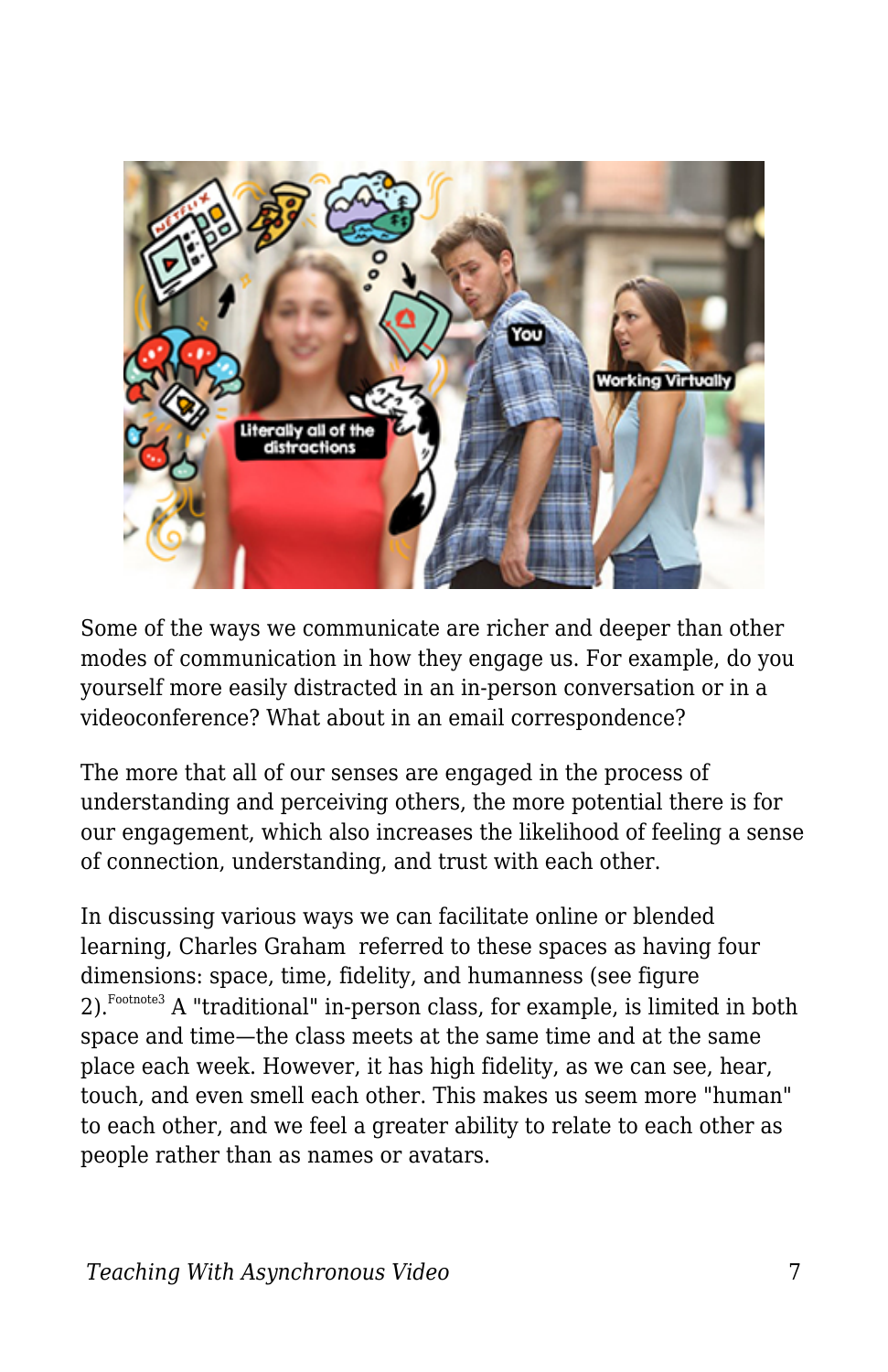Some of the ways we communicate are richer and deeper than other modes of communication in how they engage us. For example, do you yourself more easily distracted in an in-person conversation or in a videoconference? What about in an email correspondence?

The more that all of our senses are engaged in the process of understanding and perceiving others, the more potential there is for our engagement, which also increases the likelihood of feeling a sense of connection, understanding, and trust with each other.

In discussing various ways we can facilitate online or blended learning, Charles Graham referred to these spaces as having four dimensions: space, time, fidelity, and humanness (see figure 2).[Footnote3] A "traditional" in-person class, for example, is limited in both space and time—the class meets at the same time and at the same place each week. However, it has high fidelity, as we can see, hear, touch, and even smell each other. This makes us seem more "human" to each other, and we feel a greater ability to relate to each other as people rather than as names or avatars.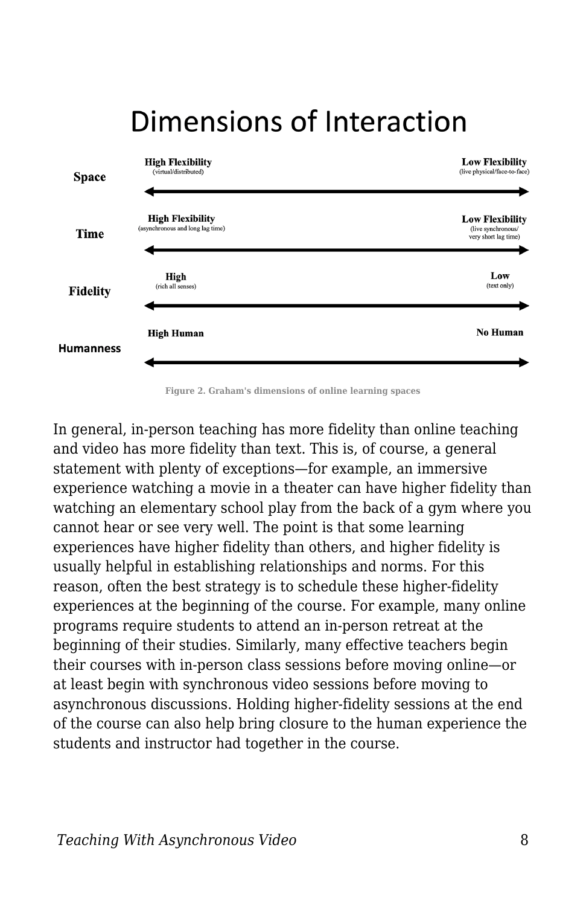# Dimensions of Interaction

| | | |
|---|---|---|
| **Space** | **High Flexibility** (virtual/distributed) | **Low Flexibility** (live physical/face-to-face) |
| **Time** | **High Flexibility** (asynchronous and long lag time) | **Low Flexibility** (live synchronous/ very short lag time) |
| **Fidelity** | **High** (rich all senses) | **Low** (text only) |
| **Humanness** | **High Human** | **No Human** |

Figure 2. Graham's dimensions of online learning spaces

In general, in-person teaching has more fidelity than online teaching and video has more fidelity than text. This is, of course, a general statement with plenty of exceptions—for example, an immersive experience watching a movie in a theater can have higher fidelity than watching an elementary school play from the back of a gym where you cannot hear or see very well. The point is that some learning experiences have higher fidelity than others, and higher fidelity is usually helpful in establishing relationships and norms. For this reason, often the best strategy is to schedule these higher-fidelity experiences at the beginning of the course. For example, many online programs require students to attend an in-person retreat at the beginning of their studies. Similarly, many effective teachers begin their courses with in-person class sessions before moving online—or at least begin with synchronous video sessions before moving to asynchronous discussions. Holding higher-fidelity sessions at the end of the course can also help bring closure to the human experience the students and instructor had together in the course.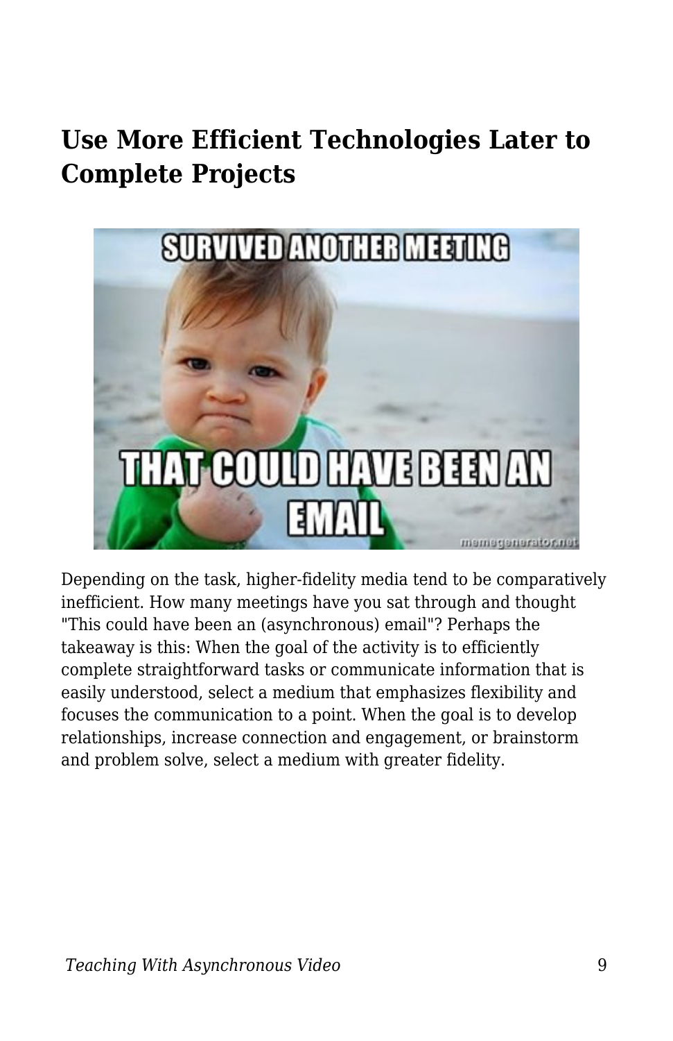## Use More Efficient Technologies Later to Complete Projects

Depending on the task, higher-fidelity media tend to be comparatively inefficient. How many meetings have you sat through and thought "This could have been an (asynchronous) email"? Perhaps the takeaway is this: When the goal of the activity is to efficiently complete straightforward tasks or communicate information that is easily understood, select a medium that emphasizes flexibility and focuses the communication to a point. When the goal is to develop relationships, increase connection and engagement, or brainstorm and problem solve, select a medium with greater fidelity.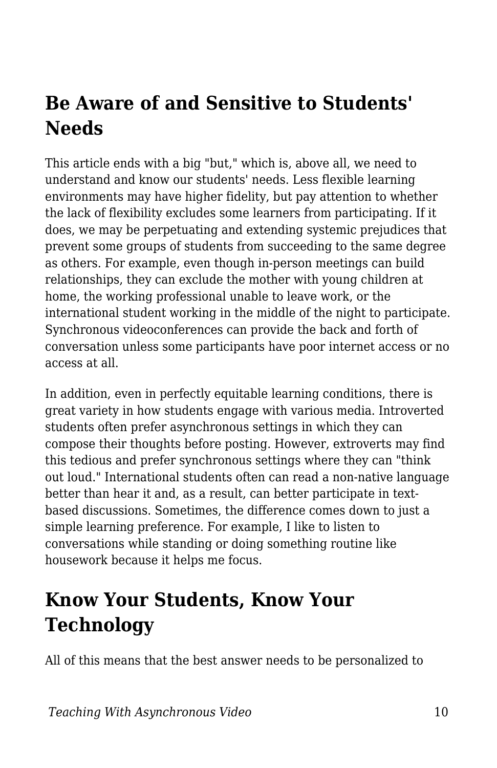## Be Aware of and Sensitive to Students' Needs

This article ends with a big "but," which is, above all, we need to understand and know our students' needs. Less flexible learning environments may have higher fidelity, but pay attention to whether the lack of flexibility excludes some learners from participating. If it does, we may be perpetuating and extending systemic prejudices that prevent some groups of students from succeeding to the same degree as others. For example, even though in-person meetings can build relationships, they can exclude the mother with young children at home, the working professional unable to leave work, or the international student working in the middle of the night to participate. Synchronous videoconferences can provide the back and forth of conversation unless some participants have poor internet access or no access at all.

In addition, even in perfectly equitable learning conditions, there is great variety in how students engage with various media. Introverted students often prefer asynchronous settings in which they can compose their thoughts before posting. However, extroverts may find this tedious and prefer synchronous settings where they can "think out loud." International students often can read a non-native language better than hear it and, as a result, can better participate in text-based discussions. Sometimes, the difference comes down to just a simple learning preference. For example, I like to listen to conversations while standing or doing something routine like housework because it helps me focus.

## Know Your Students, Know Your Technology

All of this means that the best answer needs to be personalized to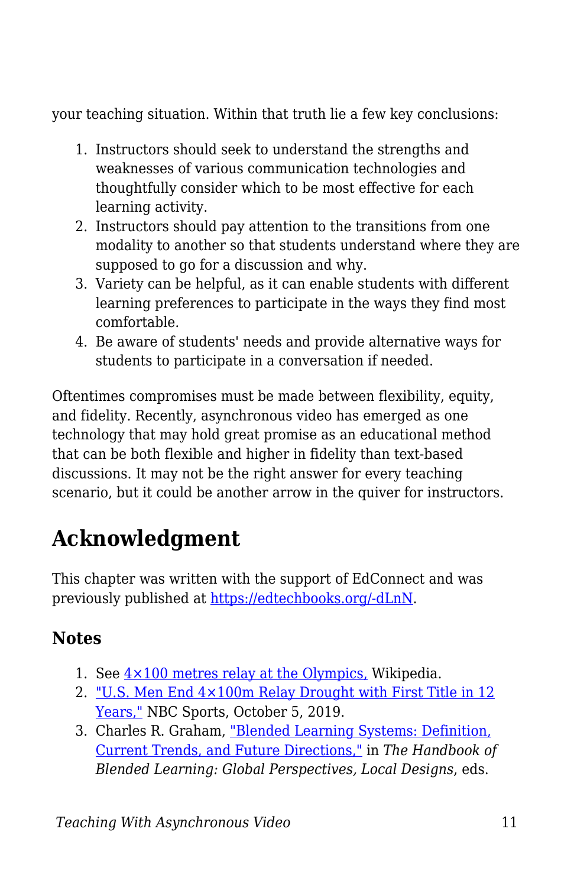your teaching situation. Within that truth lie a few key conclusions:

1. Instructors should seek to understand the strengths and weaknesses of various communication technologies and thoughtfully consider which to be most effective for each learning activity.
2. Instructors should pay attention to the transitions from one modality to another so that students understand where they are supposed to go for a discussion and why.
3. Variety can be helpful, as it can enable students with different learning preferences to participate in the ways they find most comfortable.
4. Be aware of students' needs and provide alternative ways for students to participate in a conversation if needed.

Oftentimes compromises must be made between flexibility, equity, and fidelity. Recently, asynchronous video has emerged as one technology that may hold great promise as an educational method that can be both flexible and higher in fidelity than text-based discussions. It may not be the right answer for every teaching scenario, but it could be another arrow in the quiver for instructors.

## Acknowledgment

This chapter was written with the support of EdConnect and was previously published at https://edtechbooks.org/-dLnN.

### Notes

1. See 4×100 metres relay at the Olympics, Wikipedia.
2. "U.S. Men End 4×100m Relay Drought with First Title in 12 Years," NBC Sports, October 5, 2019.
3. Charles R. Graham, "Blended Learning Systems: Definition, Current Trends, and Future Directions," in *The Handbook of Blended Learning: Global Perspectives, Local Designs*, eds.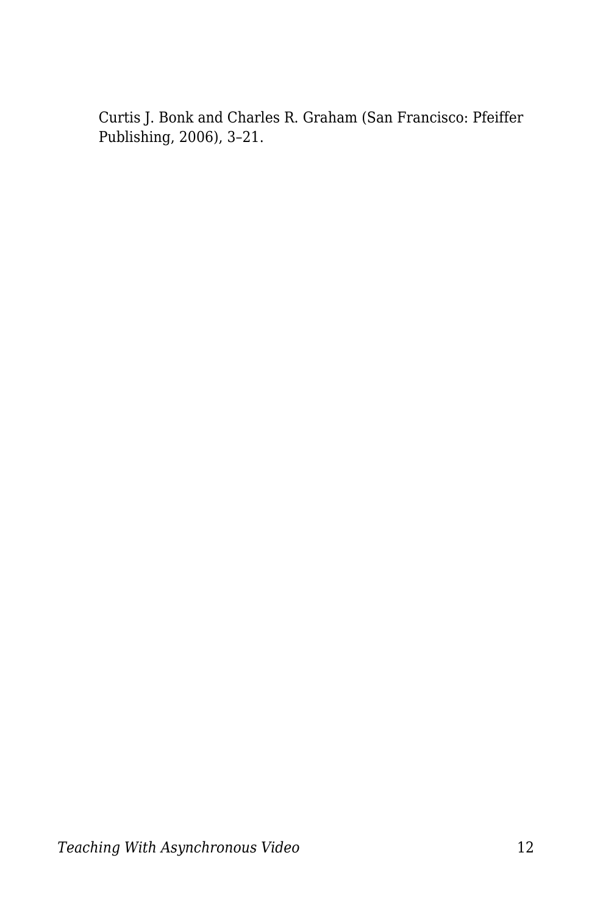Curtis J. Bonk and Charles R. Graham (San Francisco: Pfeiffer Publishing, 2006), 3–21.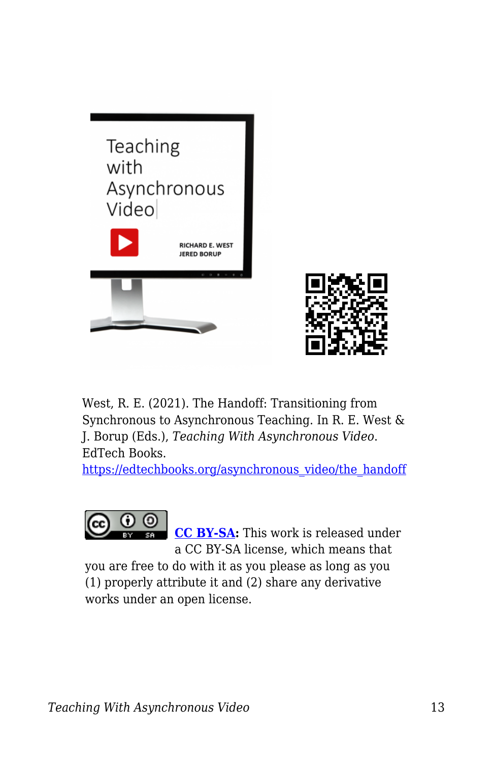West, R. E. (2021). The Handoff: Transitioning from Synchronous to Asynchronous Teaching. In R. E. West & J. Borup (Eds.), *Teaching With Asynchronous Video*. EdTech Books. https://edtechbooks.org/asynchronous_video/the_handoff

**CC BY-SA:** This work is released under a CC BY-SA license, which means that you are free to do with it as you please as long as you (1) properly attribute it and (2) share any derivative works under an open license.